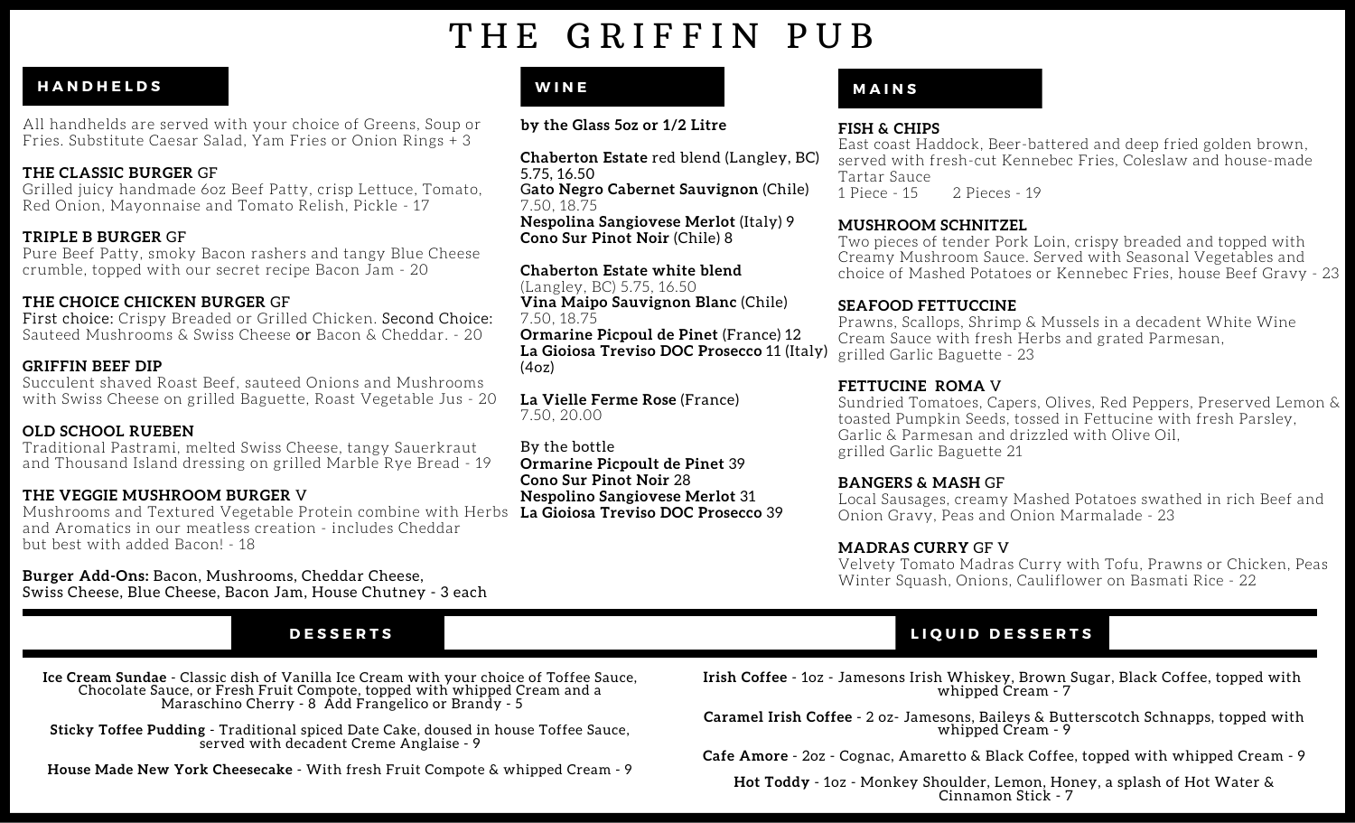# THE GRIFFIN PUB

## HANDHELDS

All handhelds are served with your choice of Greens, Soup or Fries. Substitute Caesar Salad, Yam Fries or Onion Rings + 3

**THE CLASSIC BURGER** GF
Grilled juicy handmade 6oz Beef Patty, crisp Lettuce, Tomato, Red Onion, Mayonnaise and Tomato Relish, Pickle - 17

**TRIPLE B BURGER** GF
Pure Beef Patty, smoky Bacon rashers and tangy Blue Cheese crumble, topped with our secret recipe Bacon Jam - 20

**THE CHOICE CHICKEN BURGER** GF
First choice: Crispy Breaded or Grilled Chicken. Second Choice: Sauteed Mushrooms & Swiss Cheese or Bacon & Cheddar. - 20

**GRIFFIN BEEF DIP**
Succulent shaved Roast Beef, sauteed Onions and Mushrooms with Swiss Cheese on grilled Baguette, Roast Vegetable Jus - 20

**OLD SCHOOL RUEBEN**
Traditional Pastrami, melted Swiss Cheese, tangy Sauerkraut and Thousand Island dressing on grilled Marble Rye Bread - 19

**THE VEGGIE MUSHROOM BURGER** V
Mushrooms and Textured Vegetable Protein combine with Herbs and Aromatics in our meatless creation - includes Cheddar but best with added Bacon! - 18

**Burger Add-Ons:** Bacon, Mushrooms, Cheddar Cheese, Swiss Cheese, Blue Cheese, Bacon Jam, House Chutney - 3 each

## WINE

**by the Glass 5oz or 1/2 Litre**

**Chaberton Estate** red blend (Langley, BC) 5.75, 16.50
**Gato Negro Cabernet Sauvignon** (Chile) 7.50, 18.75
**Nespolina Sangiovese Merlot** (Italy) 9
**Cono Sur Pinot Noir** (Chile) 8

**Chaberton Estate white blend** (Langley, BC) 5.75, 16.50
**Vina Maipo Sauvignon Blanc** (Chile) 7.50, 18.75
**Ormarine Picpoul de Pinet** (France) 12
**La Gioiosa Treviso DOC Prosecco** 11 (Italy) (4oz)

**La Vielle Ferme Rose** (France) 7.50, 20.00

By the bottle
**Ormarine Picpoult de Pinet** 39
**Cono Sur Pinot Noir** 28
**Nespolino Sangiovese Merlot** 31
**La Gioiosa Treviso DOC Prosecco** 39

## MAINS

**FISH & CHIPS**
East coast Haddock, Beer-battered and deep fried golden brown, served with fresh-cut Kennebec Fries, Coleslaw and house-made Tartar Sauce
1 Piece - 15 2 Pieces - 19

**MUSHROOM SCHNITZEL**
Two pieces of tender Pork Loin, crispy breaded and topped with Creamy Mushroom Sauce. Served with Seasonal Vegetables and choice of Mashed Potatoes or Kennebec Fries, house Beef Gravy - 23

**SEAFOOD FETTUCCINE**
Prawns, Scallops, Shrimp & Mussels in a decadent White Wine Cream Sauce with fresh Herbs and grated Parmesan, grilled Garlic Baguette - 23

**FETTUCINE ROMA** V
Sundried Tomatoes, Capers, Olives, Red Peppers, Preserved Lemon & toasted Pumpkin Seeds, tossed in Fettucine with fresh Parsley, Garlic & Parmesan and drizzled with Olive Oil, grilled Garlic Baguette 21

**BANGERS & MASH** GF
Local Sausages, creamy Mashed Potatoes swathed in rich Beef and Onion Gravy, Peas and Onion Marmalade - 23

**MADRAS CURRY** GF V
Velvety Tomato Madras Curry with Tofu, Prawns or Chicken, Peas Winter Squash, Onions, Cauliflower on Basmati Rice - 22

## DESSERTS

**Ice Cream Sundae** - Classic dish of Vanilla Ice Cream with your choice of Toffee Sauce, Chocolate Sauce, or Fresh Fruit Compote, topped with whipped Cream and a Maraschino Cherry - 8 Add Frangelico or Brandy - 5

**Sticky Toffee Pudding** - Traditional spiced Date Cake, doused in house Toffee Sauce, served with decadent Creme Anglaise - 9

**House Made New York Cheesecake** - With fresh Fruit Compote & whipped Cream - 9

## LIQUID DESSERTS

**Irish Coffee** - 1oz - Jamesons Irish Whiskey, Brown Sugar, Black Coffee, topped with whipped Cream - 7

**Caramel Irish Coffee** - 2 oz- Jamesons, Baileys & Butterscotch Schnapps, topped with whipped Cream - 9

**Cafe Amore** - 2oz - Cognac, Amaretto & Black Coffee, topped with whipped Cream - 9

**Hot Toddy** - 1oz - Monkey Shoulder, Lemon, Honey, a splash of Hot Water & Cinnamon Stick - 7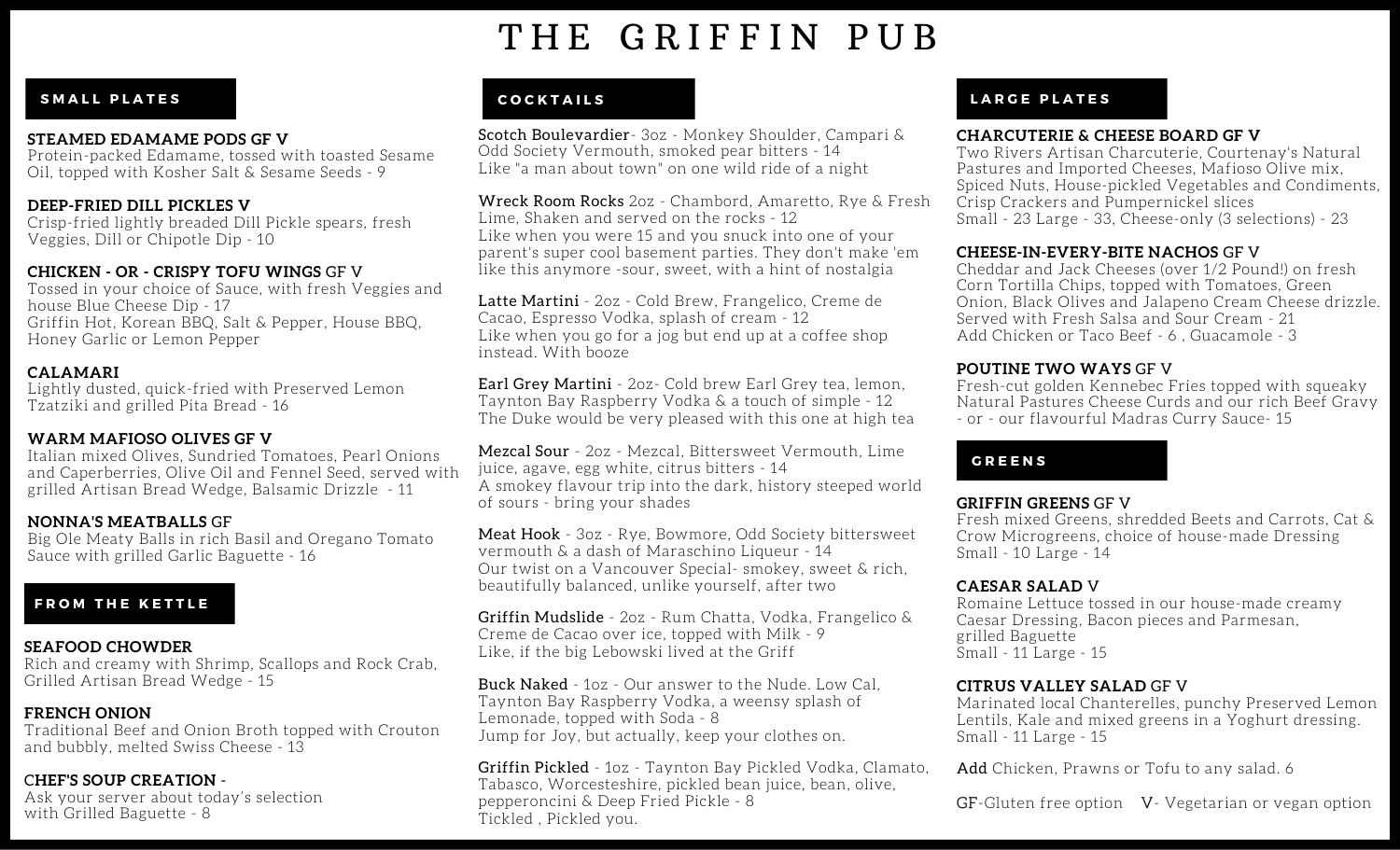# THE GRIFFIN PUB

## SMALL PLATES

**STEAMED EDAMAME PODS GF V**
Protein-packed Edamame, tossed with toasted Sesame Oil, topped with Kosher Salt & Sesame Seeds - 9

**DEEP-FRIED DILL PICKLES V**
Crisp-fried lightly breaded Dill Pickle spears, fresh Veggies, Dill or Chipotle Dip - 10

**CHICKEN - OR - CRISPY TOFU WINGS** GF V
Tossed in your choice of Sauce, with fresh Veggies and house Blue Cheese Dip - 17
Griffin Hot, Korean BBQ, Salt & Pepper, House BBQ, Honey Garlic or Lemon Pepper

**CALAMARI**
Lightly dusted, quick-fried with Preserved Lemon Tzatziki and grilled Pita Bread - 16

**WARM MAFIOSO OLIVES GF V**
Italian mixed Olives, Sundried Tomatoes, Pearl Onions and Caperberries, Olive Oil and Fennel Seed, served with grilled Artisan Bread Wedge, Balsamic Drizzle - 11

**NONNA'S MEATBALLS** GF
Big Ole Meaty Balls in rich Basil and Oregano Tomato Sauce with grilled Garlic Baguette - 16

## FROM THE KETTLE

**SEAFOOD CHOWDER**
Rich and creamy with Shrimp, Scallops and Rock Crab, Grilled Artisan Bread Wedge - 15

**FRENCH ONION**
Traditional Beef and Onion Broth topped with Crouton and bubbly, melted Swiss Cheese - 13

**CHEF'S SOUP CREATION -**
Ask your server about today's selection
with Grilled Baguette - 8

## COCKTAILS

**Scotch Boulevardier**- 3oz - Monkey Shoulder, Campari & Odd Society Vermouth, smoked pear bitters - 14
Like "a man about town" on one wild ride of a night

**Wreck Room Rocks** 2oz - Chambord, Amaretto, Rye & Fresh Lime, Shaken and served on the rocks - 12
Like when you were 15 and you snuck into one of your parent's super cool basement parties. They don't make 'em like this anymore -sour, sweet, with a hint of nostalgia

**Latte Martini** - 2oz - Cold Brew, Frangelico, Creme de Cacao, Espresso Vodka, splash of cream - 12
Like when you go for a jog but end up at a coffee shop instead. With booze

**Earl Grey Martini** - 2oz- Cold brew Earl Grey tea, lemon, Taynton Bay Raspberry Vodka & a touch of simple - 12
The Duke would be very pleased with this one at high tea

**Mezcal Sour** - 2oz - Mezcal, Bittersweet Vermouth, Lime juice, agave, egg white, citrus bitters - 14
A smokey flavour trip into the dark, history steeped world of sours - bring your shades

**Meat Hook** - 3oz - Rye, Bowmore, Odd Society bittersweet vermouth & a dash of Maraschino Liqueur - 14
Our twist on a Vancouver Special- smokey, sweet & rich, beautifully balanced, unlike yourself, after two

**Griffin Mudslide** - 2oz - Rum Chatta, Vodka, Frangelico & Creme de Cacao over ice, topped with Milk - 9
Like, if the big Lebowski lived at the Griff

**Buck Naked** - 1oz - Our answer to the Nude. Low Cal, Taynton Bay Raspberry Vodka, a weensy splash of Lemonade, topped with Soda - 8
Jump for Joy, but actually, keep your clothes on.

**Griffin Pickled** - 1oz - Taynton Bay Pickled Vodka, Clamato, Tabasco, Worcesteshire, pickled bean juice, bean, olive, pepperoncini & Deep Fried Pickle - 8
Tickled , Pickled you.

## LARGE PLATES

**CHARCUTERIE & CHEESE BOARD GF V**
Two Rivers Artisan Charcuterie, Courtenay's Natural Pastures and Imported Cheeses, Mafioso Olive mix, Spiced Nuts, House-pickled Vegetables and Condiments, Crisp Crackers and Pumpernickel slices
Small - 23 Large - 33, Cheese-only (3 selections) - 23

**CHEESE-IN-EVERY-BITE NACHOS** GF V
Cheddar and Jack Cheeses (over 1/2 Pound!) on fresh Corn Tortilla Chips, topped with Tomatoes, Green Onion, Black Olives and Jalapeno Cream Cheese drizzle. Served with Fresh Salsa and Sour Cream - 21
Add Chicken or Taco Beef - 6 , Guacamole - 3

**POUTINE TWO WAYS** GF V
Fresh-cut golden Kennebec Fries topped with squeaky Natural Pastures Cheese Curds and our rich Beef Gravy - or - our flavourful Madras Curry Sauce- 15

## GREENS

**GRIFFIN GREENS** GF V
Fresh mixed Greens, shredded Beets and Carrots, Cat & Crow Microgreens, choice of house-made Dressing
Small - 10 Large - 14

**CAESAR SALAD** V
Romaine Lettuce tossed in our house-made creamy Caesar Dressing, Bacon pieces and Parmesan, grilled Baguette
Small - 11 Large - 15

**CITRUS VALLEY SALAD** GF V
Marinated local Chanterelles, punchy Preserved Lemon Lentils, Kale and mixed greens in a Yoghurt dressing.
Small - 11 Large - 15

**Add** Chicken, Prawns or Tofu to any salad. 6

**GF**-Gluten free option **V**- Vegetarian or vegan option